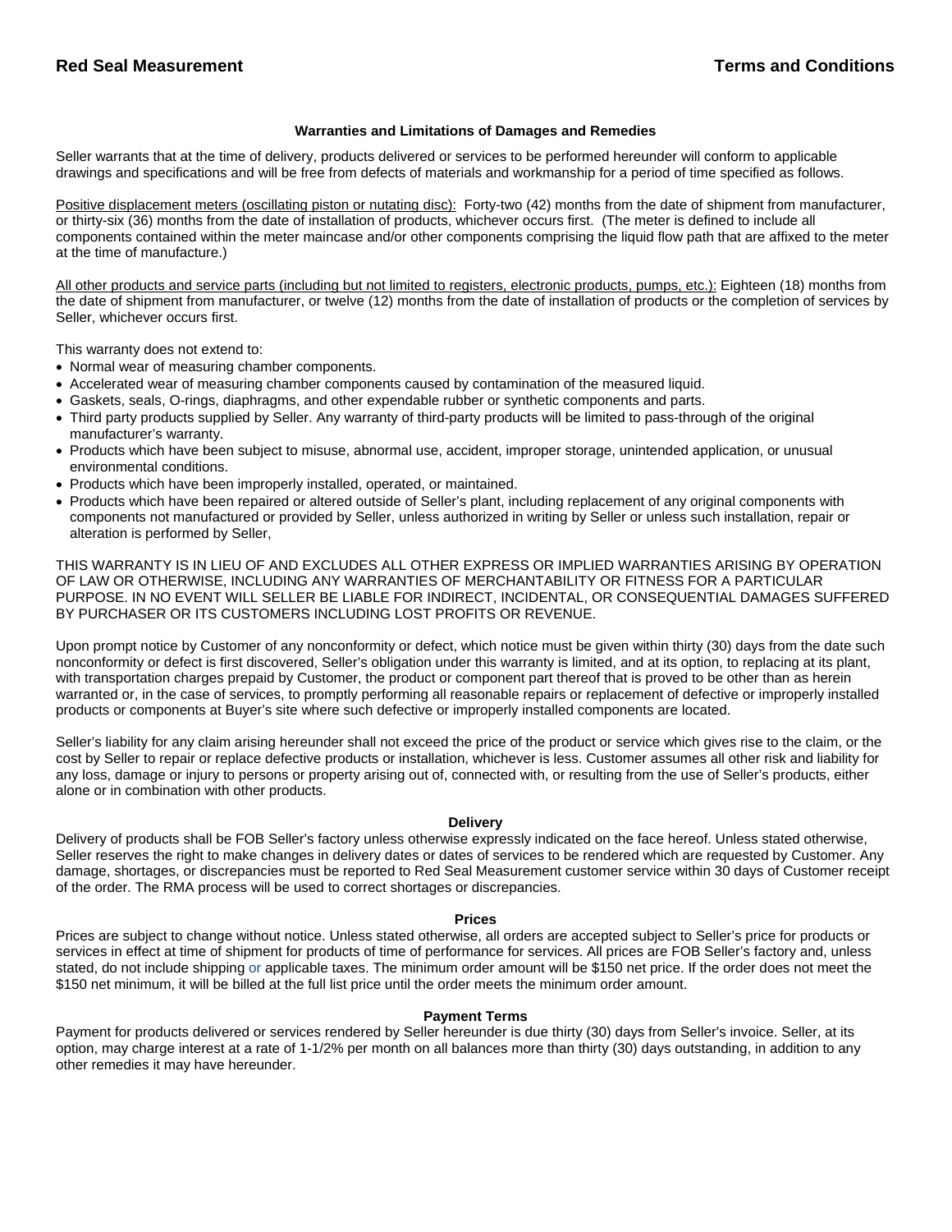**Red Seal Measurement** **Terms and Conditions**

### Warranties and Limitations of Damages and Remedies

Seller warrants that at the time of delivery, products delivered or services to be performed hereunder will conform to applicable drawings and specifications and will be free from defects of materials and workmanship for a period of time specified as follows.

Positive displacement meters (oscillating piston or nutating disc): Forty-two (42) months from the date of shipment from manufacturer, or thirty-six (36) months from the date of installation of products, whichever occurs first. (The meter is defined to include all components contained within the meter maincase and/or other components comprising the liquid flow path that are affixed to the meter at the time of manufacture.)

All other products and service parts (including but not limited to registers, electronic products, pumps, etc.): Eighteen (18) months from the date of shipment from manufacturer, or twelve (12) months from the date of installation of products or the completion of services by Seller, whichever occurs first.

This warranty does not extend to:

- Normal wear of measuring chamber components.
- Accelerated wear of measuring chamber components caused by contamination of the measured liquid.
- Gaskets, seals, O-rings, diaphragms, and other expendable rubber or synthetic components and parts.
- Third party products supplied by Seller. Any warranty of third-party products will be limited to pass-through of the original manufacturer's warranty.
- Products which have been subject to misuse, abnormal use, accident, improper storage, unintended application, or unusual environmental conditions.
- Products which have been improperly installed, operated, or maintained.
- Products which have been repaired or altered outside of Seller's plant, including replacement of any original components with components not manufactured or provided by Seller, unless authorized in writing by Seller or unless such installation, repair or alteration is performed by Seller,

THIS WARRANTY IS IN LIEU OF AND EXCLUDES ALL OTHER EXPRESS OR IMPLIED WARRANTIES ARISING BY OPERATION OF LAW OR OTHERWISE, INCLUDING ANY WARRANTIES OF MERCHANTABILITY OR FITNESS FOR A PARTICULAR PURPOSE. IN NO EVENT WILL SELLER BE LIABLE FOR INDIRECT, INCIDENTAL, OR CONSEQUENTIAL DAMAGES SUFFERED BY PURCHASER OR ITS CUSTOMERS INCLUDING LOST PROFITS OR REVENUE.

Upon prompt notice by Customer of any nonconformity or defect, which notice must be given within thirty (30) days from the date such nonconformity or defect is first discovered, Seller's obligation under this warranty is limited, and at its option, to replacing at its plant, with transportation charges prepaid by Customer, the product or component part thereof that is proved to be other than as herein warranted or, in the case of services, to promptly performing all reasonable repairs or replacement of defective or improperly installed products or components at Buyer's site where such defective or improperly installed components are located.

Seller's liability for any claim arising hereunder shall not exceed the price of the product or service which gives rise to the claim, or the cost by Seller to repair or replace defective products or installation, whichever is less. Customer assumes all other risk and liability for any loss, damage or injury to persons or property arising out of, connected with, or resulting from the use of Seller's products, either alone or in combination with other products.

### Delivery

Delivery of products shall be FOB Seller's factory unless otherwise expressly indicated on the face hereof. Unless stated otherwise, Seller reserves the right to make changes in delivery dates or dates of services to be rendered which are requested by Customer. Any damage, shortages, or discrepancies must be reported to Red Seal Measurement customer service within 30 days of Customer receipt of the order. The RMA process will be used to correct shortages or discrepancies.

### Prices

Prices are subject to change without notice. Unless stated otherwise, all orders are accepted subject to Seller's price for products or services in effect at time of shipment for products of time of performance for services. All prices are FOB Seller's factory and, unless stated, do not include shipping or applicable taxes. The minimum order amount will be $150 net price. If the order does not meet the $150 net minimum, it will be billed at the full list price until the order meets the minimum order amount.

### Payment Terms

Payment for products delivered or services rendered by Seller hereunder is due thirty (30) days from Seller's invoice. Seller, at its option, may charge interest at a rate of 1-1/2% per month on all balances more than thirty (30) days outstanding, in addition to any other remedies it may have hereunder.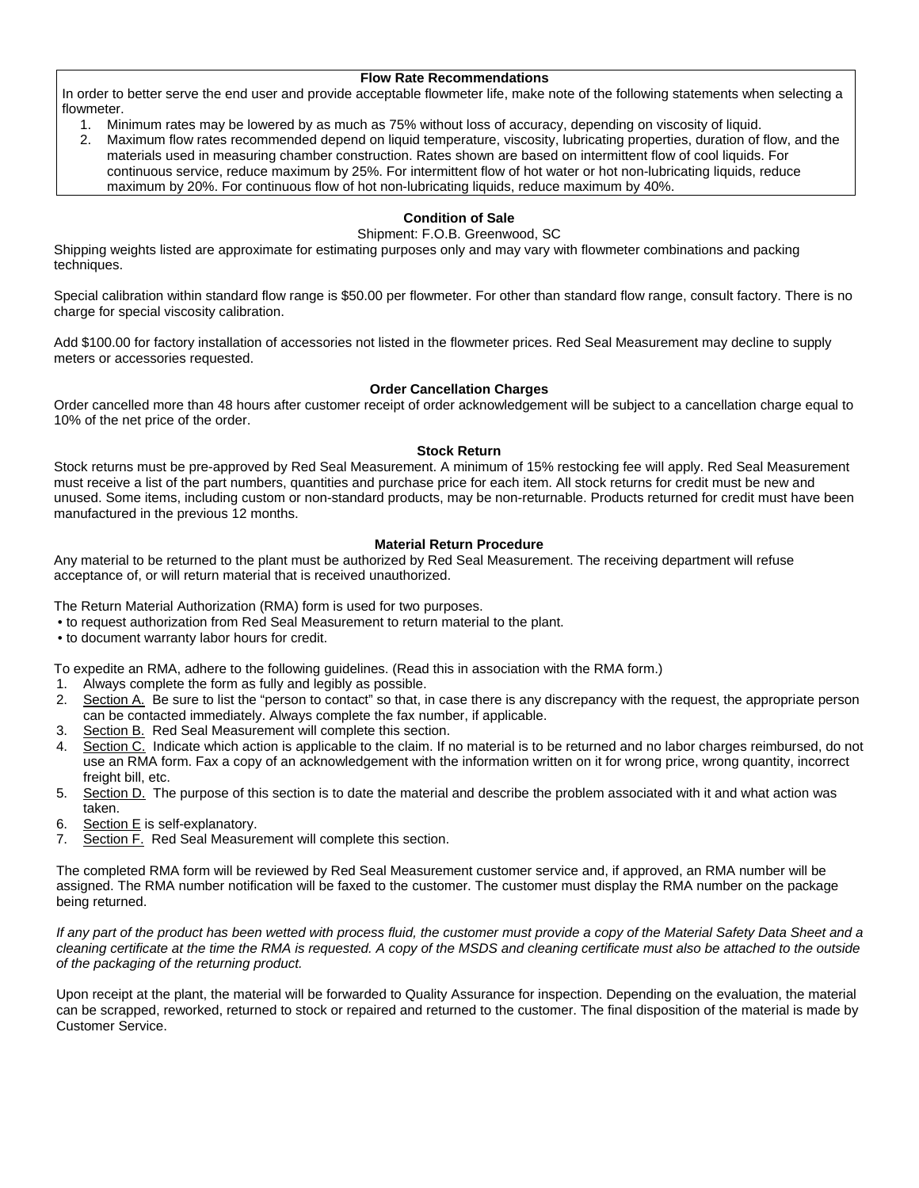## Flow Rate Recommendations

In order to better serve the end user and provide acceptable flowmeter life, make note of the following statements when selecting a flowmeter.

1. Minimum rates may be lowered by as much as 75% without loss of accuracy, depending on viscosity of liquid.
2. Maximum flow rates recommended depend on liquid temperature, viscosity, lubricating properties, duration of flow, and the materials used in measuring chamber construction. Rates shown are based on intermittent flow of cool liquids. For continuous service, reduce maximum by 25%. For intermittent flow of hot water or hot non-lubricating liquids, reduce maximum by 20%. For continuous flow of hot non-lubricating liquids, reduce maximum by 40%.

## Condition of Sale

Shipment: F.O.B. Greenwood, SC

Shipping weights listed are approximate for estimating purposes only and may vary with flowmeter combinations and packing techniques.

Special calibration within standard flow range is $50.00 per flowmeter. For other than standard flow range, consult factory. There is no charge for special viscosity calibration.

Add $100.00 for factory installation of accessories not listed in the flowmeter prices. Red Seal Measurement may decline to supply meters or accessories requested.

## Order Cancellation Charges

Order cancelled more than 48 hours after customer receipt of order acknowledgement will be subject to a cancellation charge equal to 10% of the net price of the order.

## Stock Return

Stock returns must be pre-approved by Red Seal Measurement. A minimum of 15% restocking fee will apply. Red Seal Measurement must receive a list of the part numbers, quantities and purchase price for each item. All stock returns for credit must be new and unused. Some items, including custom or non-standard products, may be non-returnable. Products returned for credit must have been manufactured in the previous 12 months.

## Material Return Procedure

Any material to be returned to the plant must be authorized by Red Seal Measurement. The receiving department will refuse acceptance of, or will return material that is received unauthorized.

The Return Material Authorization (RMA) form is used for two purposes.

- to request authorization from Red Seal Measurement to return material to the plant.
- to document warranty labor hours for credit.

To expedite an RMA, adhere to the following guidelines. (Read this in association with the RMA form.)

1. Always complete the form as fully and legibly as possible.
2. Section A. Be sure to list the "person to contact" so that, in case there is any discrepancy with the request, the appropriate person can be contacted immediately. Always complete the fax number, if applicable.
3. Section B. Red Seal Measurement will complete this section.
4. Section C. Indicate which action is applicable to the claim. If no material is to be returned and no labor charges reimbursed, do not use an RMA form. Fax a copy of an acknowledgement with the information written on it for wrong price, wrong quantity, incorrect freight bill, etc.
5. Section D. The purpose of this section is to date the material and describe the problem associated with it and what action was taken.
6. Section E is self-explanatory.
7. Section F. Red Seal Measurement will complete this section.

The completed RMA form will be reviewed by Red Seal Measurement customer service and, if approved, an RMA number will be assigned. The RMA number notification will be faxed to the customer. The customer must display the RMA number on the package being returned.

*If any part of the product has been wetted with process fluid, the customer must provide a copy of the Material Safety Data Sheet and a cleaning certificate at the time the RMA is requested. A copy of the MSDS and cleaning certificate must also be attached to the outside of the packaging of the returning product.*

Upon receipt at the plant, the material will be forwarded to Quality Assurance for inspection. Depending on the evaluation, the material can be scrapped, reworked, returned to stock or repaired and returned to the customer. The final disposition of the material is made by Customer Service.